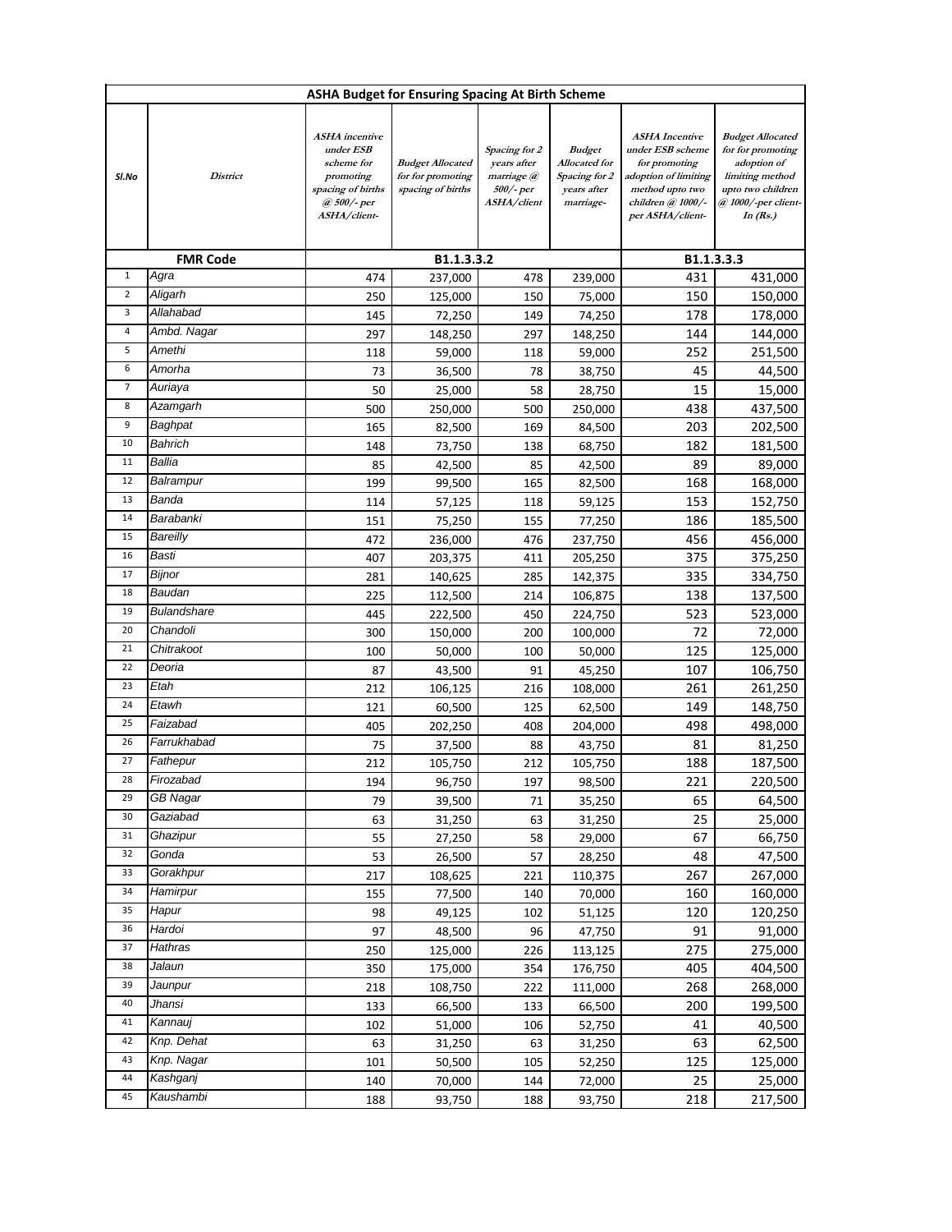| ASHA Budget for Ensuring Spacing At Birth Scheme | | | | | | | |
|---|---|---|---|---|---|---|---|
| Sl.No | District | ASHA incentive under ESB scheme for promoting spacing of births @ 500/- per ASHA/client- | Budget Allocated for for promoting spacing of births | Spacing for 2 years after marriage @ 500/- per ASHA/client | Budget Allocated for Spacing for 2 years after marriage- | ASHA Incentive under ESB scheme for promoting adoption of limiting method upto two children @ 1000/- per ASHA/client- | Budget Allocated for for promoting adoption of limiting method upto two children @ 1000/-per client- In (Rs.) |
| FMR Code | | B1.1.3.3.2 | | | | B1.1.3.3.3 | |
| 1 | Agra | 474 | 237,000 | 478 | 239,000 | 431 | 431,000 |
| 2 | Aligarh | 250 | 125,000 | 150 | 75,000 | 150 | 150,000 |
| 3 | Allahabad | 145 | 72,250 | 149 | 74,250 | 178 | 178,000 |
| 4 | Ambd. Nagar | 297 | 148,250 | 297 | 148,250 | 144 | 144,000 |
| 5 | Amethi | 118 | 59,000 | 118 | 59,000 | 252 | 251,500 |
| 6 | Amorha | 73 | 36,500 | 78 | 38,750 | 45 | 44,500 |
| 7 | Auriaya | 50 | 25,000 | 58 | 28,750 | 15 | 15,000 |
| 8 | Azamgarh | 500 | 250,000 | 500 | 250,000 | 438 | 437,500 |
| 9 | Baghpat | 165 | 82,500 | 169 | 84,500 | 203 | 202,500 |
| 10 | Bahrich | 148 | 73,750 | 138 | 68,750 | 182 | 181,500 |
| 11 | Ballia | 85 | 42,500 | 85 | 42,500 | 89 | 89,000 |
| 12 | Balrampur | 199 | 99,500 | 165 | 82,500 | 168 | 168,000 |
| 13 | Banda | 114 | 57,125 | 118 | 59,125 | 153 | 152,750 |
| 14 | Barabanki | 151 | 75,250 | 155 | 77,250 | 186 | 185,500 |
| 15 | Bareilly | 472 | 236,000 | 476 | 237,750 | 456 | 456,000 |
| 16 | Basti | 407 | 203,375 | 411 | 205,250 | 375 | 375,250 |
| 17 | Bijnor | 281 | 140,625 | 285 | 142,375 | 335 | 334,750 |
| 18 | Baudan | 225 | 112,500 | 214 | 106,875 | 138 | 137,500 |
| 19 | Bulandshare | 445 | 222,500 | 450 | 224,750 | 523 | 523,000 |
| 20 | Chandoli | 300 | 150,000 | 200 | 100,000 | 72 | 72,000 |
| 21 | Chitrakoot | 100 | 50,000 | 100 | 50,000 | 125 | 125,000 |
| 22 | Deoria | 87 | 43,500 | 91 | 45,250 | 107 | 106,750 |
| 23 | Etah | 212 | 106,125 | 216 | 108,000 | 261 | 261,250 |
| 24 | Etawh | 121 | 60,500 | 125 | 62,500 | 149 | 148,750 |
| 25 | Faizabad | 405 | 202,250 | 408 | 204,000 | 498 | 498,000 |
| 26 | Farrukhabad | 75 | 37,500 | 88 | 43,750 | 81 | 81,250 |
| 27 | Fathepur | 212 | 105,750 | 212 | 105,750 | 188 | 187,500 |
| 28 | Firozabad | 194 | 96,750 | 197 | 98,500 | 221 | 220,500 |
| 29 | GB Nagar | 79 | 39,500 | 71 | 35,250 | 65 | 64,500 |
| 30 | Gaziabad | 63 | 31,250 | 63 | 31,250 | 25 | 25,000 |
| 31 | Ghazipur | 55 | 27,250 | 58 | 29,000 | 67 | 66,750 |
| 32 | Gonda | 53 | 26,500 | 57 | 28,250 | 48 | 47,500 |
| 33 | Gorakhpur | 217 | 108,625 | 221 | 110,375 | 267 | 267,000 |
| 34 | Hamirpur | 155 | 77,500 | 140 | 70,000 | 160 | 160,000 |
| 35 | Hapur | 98 | 49,125 | 102 | 51,125 | 120 | 120,250 |
| 36 | Hardoi | 97 | 48,500 | 96 | 47,750 | 91 | 91,000 |
| 37 | Hathras | 250 | 125,000 | 226 | 113,125 | 275 | 275,000 |
| 38 | Jalaun | 350 | 175,000 | 354 | 176,750 | 405 | 404,500 |
| 39 | Jaunpur | 218 | 108,750 | 222 | 111,000 | 268 | 268,000 |
| 40 | Jhansi | 133 | 66,500 | 133 | 66,500 | 200 | 199,500 |
| 41 | Kannauj | 102 | 51,000 | 106 | 52,750 | 41 | 40,500 |
| 42 | Knp. Dehat | 63 | 31,250 | 63 | 31,250 | 63 | 62,500 |
| 43 | Knp. Nagar | 101 | 50,500 | 105 | 52,250 | 125 | 125,000 |
| 44 | Kashganj | 140 | 70,000 | 144 | 72,000 | 25 | 25,000 |
| 45 | Kaushambi | 188 | 93,750 | 188 | 93,750 | 218 | 217,500 |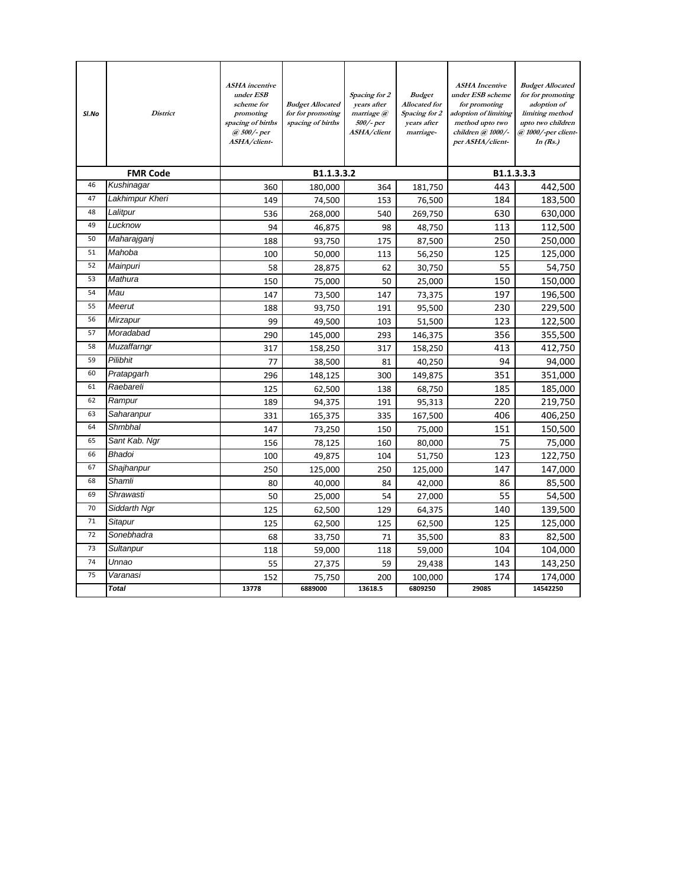| Sl.No | District | ASHA incentive under ESB scheme for promoting spacing of births @ 500/- per ASHA/client- | Budget Allocated for for promoting spacing of births | Spacing for 2 years after marriage @ 500/- per ASHA/client | Budget Allocated for Spacing for 2 years after marriage- | ASHA Incentive under ESB scheme for promoting adoption of limiting method upto two children @ 1000/- per ASHA/client- | Budget Allocated for for promoting adoption of limiting method upto two children @ 1000/-per client- In (Rs.) |
|---|---|---|---|---|---|---|---|
| | **FMR Code** | **B1.1.3.3.2** | | | | **B1.1.3.3.3** | |
| 46 | Kushinagar | 360 | 180,000 | 364 | 181,750 | 443 | 442,500 |
| 47 | Lakhimpur Kheri | 149 | 74,500 | 153 | 76,500 | 184 | 183,500 |
| 48 | Lalitpur | 536 | 268,000 | 540 | 269,750 | 630 | 630,000 |
| 49 | Lucknow | 94 | 46,875 | 98 | 48,750 | 113 | 112,500 |
| 50 | Maharajganj | 188 | 93,750 | 175 | 87,500 | 250 | 250,000 |
| 51 | Mahoba | 100 | 50,000 | 113 | 56,250 | 125 | 125,000 |
| 52 | Mainpuri | 58 | 28,875 | 62 | 30,750 | 55 | 54,750 |
| 53 | Mathura | 150 | 75,000 | 50 | 25,000 | 150 | 150,000 |
| 54 | Mau | 147 | 73,500 | 147 | 73,375 | 197 | 196,500 |
| 55 | Meerut | 188 | 93,750 | 191 | 95,500 | 230 | 229,500 |
| 56 | Mirzapur | 99 | 49,500 | 103 | 51,500 | 123 | 122,500 |
| 57 | Moradabad | 290 | 145,000 | 293 | 146,375 | 356 | 355,500 |
| 58 | Muzaffarngr | 317 | 158,250 | 317 | 158,250 | 413 | 412,750 |
| 59 | Pilibhit | 77 | 38,500 | 81 | 40,250 | 94 | 94,000 |
| 60 | Pratapgarh | 296 | 148,125 | 300 | 149,875 | 351 | 351,000 |
| 61 | Raebareli | 125 | 62,500 | 138 | 68,750 | 185 | 185,000 |
| 62 | Rampur | 189 | 94,375 | 191 | 95,313 | 220 | 219,750 |
| 63 | Saharanpur | 331 | 165,375 | 335 | 167,500 | 406 | 406,250 |
| 64 | Shmbhal | 147 | 73,250 | 150 | 75,000 | 151 | 150,500 |
| 65 | Sant Kab. Ngr | 156 | 78,125 | 160 | 80,000 | 75 | 75,000 |
| 66 | Bhadoi | 100 | 49,875 | 104 | 51,750 | 123 | 122,750 |
| 67 | Shajhanpur | 250 | 125,000 | 250 | 125,000 | 147 | 147,000 |
| 68 | Shamli | 80 | 40,000 | 84 | 42,000 | 86 | 85,500 |
| 69 | Shrawasti | 50 | 25,000 | 54 | 27,000 | 55 | 54,500 |
| 70 | Siddarth Ngr | 125 | 62,500 | 129 | 64,375 | 140 | 139,500 |
| 71 | Sitapur | 125 | 62,500 | 125 | 62,500 | 125 | 125,000 |
| 72 | Sonebhadra | 68 | 33,750 | 71 | 35,500 | 83 | 82,500 |
| 73 | Sultanpur | 118 | 59,000 | 118 | 59,000 | 104 | 104,000 |
| 74 | Unnao | 55 | 27,375 | 59 | 29,438 | 143 | 143,250 |
| 75 | Varanasi | 152 | 75,750 | 200 | 100,000 | 174 | 174,000 |
| | **Total** | **13778** | **6889000** | **13618.5** | **6809250** | **29085** | **14542250** |